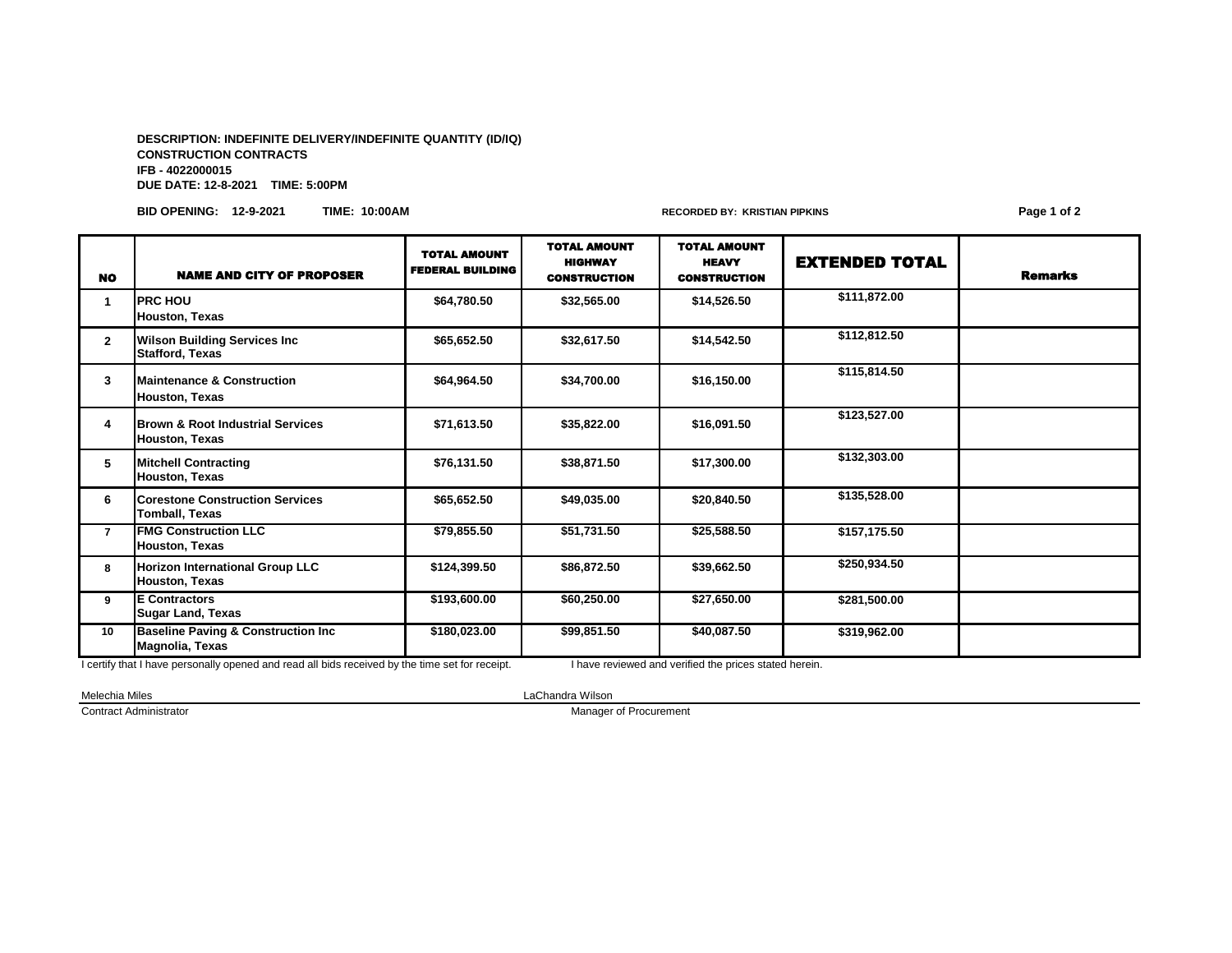**DESCRIPTION: INDEFINITE DELIVERY/INDEFINITE QUANTITY (ID/IQ)**
**CONSTRUCTION CONTRACTS**
**IFB - 4022000015**
**DUE DATE: 12-8-2021 TIME: 5:00PM**

**BID OPENING: 12-9-2021 TIME: 10:00AM** **RECORDED BY: KRISTIAN PIPKINS**

| NO | NAME AND CITY OF PROPOSER | TOTAL AMOUNT FEDERAL BUILDING | TOTAL AMOUNT HIGHWAY CONSTRUCTION | TOTAL AMOUNT HEAVY CONSTRUCTION | EXTENDED TOTAL | Remarks |
|---|---|---|---|---|---|---|
| 1 | PRC HOU<br>Houston, Texas | $64,780.50 | $32,565.00 | $14,526.50 | $111,872.00 | |
| 2 | Wilson Building Services Inc<br>Stafford, Texas | $65,652.50 | $32,617.50 | $14,542.50 | $112,812.50 | |
| 3 | Maintenance & Construction<br>Houston, Texas | $64,964.50 | $34,700.00 | $16,150.00 | $115,814.50 | |
| 4 | Brown & Root Industrial Services<br>Houston, Texas | $71,613.50 | $35,822.00 | $16,091.50 | $123,527.00 | |
| 5 | Mitchell Contracting<br>Houston, Texas | $76,131.50 | $38,871.50 | $17,300.00 | $132,303.00 | |
| 6 | Corestone Construction Services<br>Tomball, Texas | $65,652.50 | $49,035.00 | $20,840.50 | $135,528.00 | |
| 7 | FMG Construction LLC<br>Houston, Texas | $79,855.50 | $51,731.50 | $25,588.50 | $157,175.50 | |
| 8 | Horizon International Group LLC<br>Houston, Texas | $124,399.50 | $86,872.50 | $39,662.50 | $250,934.50 | |
| 9 | E Contractors<br>Sugar Land, Texas | $193,600.00 | $60,250.00 | $27,650.00 | $281,500.00 | |
| 10 | Baseline Paving & Construction Inc<br>Magnolia, Texas | $180,023.00 | $99,851.50 | $40,087.50 | $319,962.00 | |

I certify that I have personally opened and read all bids received by the time set for receipt.

I have reviewed and verified the prices stated herein.

Melechia Miles
Contract Administrator

LaChandra Wilson
Manager of Procurement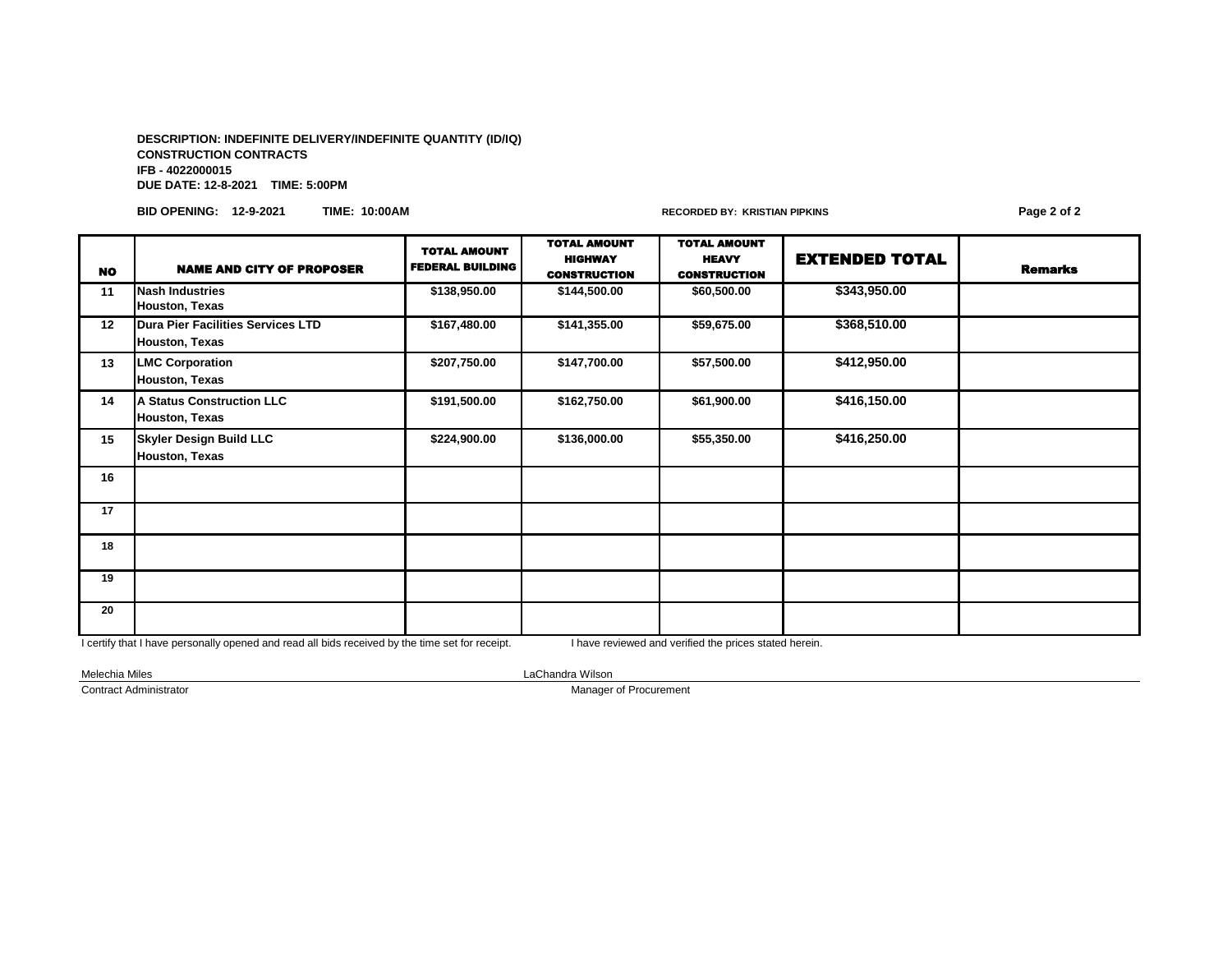**DESCRIPTION: INDEFINITE DELIVERY/INDEFINITE QUANTITY (ID/IQ) CONSTRUCTION CONTRACTS**
**IFB - 4022000015**
**DUE DATE: 12-8-2021 TIME: 5:00PM**

**BID OPENING: 12-9-2021 TIME: 10:00AM** **RECORDED BY: KRISTIAN PIPKINS**

| NO | NAME AND CITY OF PROPOSER | TOTAL AMOUNT FEDERAL BUILDING | TOTAL AMOUNT HIGHWAY CONSTRUCTION | TOTAL AMOUNT HEAVY CONSTRUCTION | EXTENDED TOTAL | Remarks |
|---|---|---|---|---|---|---|
| 11 | Nash Industries<br>Houston, Texas | $138,950.00 | $144,500.00 | $60,500.00 | $343,950.00 | |
| 12 | Dura Pier Facilities Services LTD<br>Houston, Texas | $167,480.00 | $141,355.00 | $59,675.00 | $368,510.00 | |
| 13 | LMC Corporation<br>Houston, Texas | $207,750.00 | $147,700.00 | $57,500.00 | $412,950.00 | |
| 14 | A Status Construction LLC<br>Houston, Texas | $191,500.00 | $162,750.00 | $61,900.00 | $416,150.00 | |
| 15 | Skyler Design Build LLC<br>Houston, Texas | $224,900.00 | $136,000.00 | $55,350.00 | $416,250.00 | |
| 16 | | | | | | |
| 17 | | | | | | |
| 18 | | | | | | |
| 19 | | | | | | |
| 20 | | | | | | |

I certify that I have personally opened and read all bids received by the time set for receipt.

I have reviewed and verified the prices stated herein.

Melechia Miles
Contract Administrator

LaChandra Wilson
Manager of Procurement